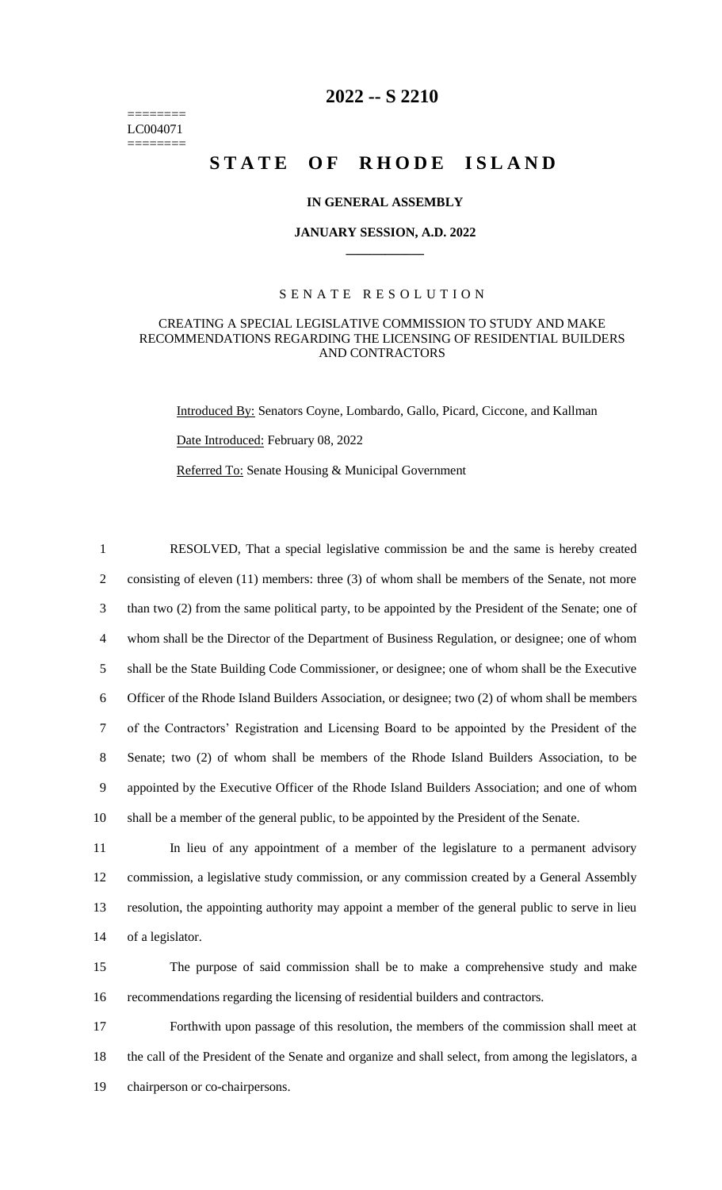========
LC004071
========

# 2022 -- S 2210

# STATE OF RHODE ISLAND

**IN GENERAL ASSEMBLY**

**JANUARY SESSION, A.D. 2022**

SENATE RESOLUTION

CREATING A SPECIAL LEGISLATIVE COMMISSION TO STUDY AND MAKE RECOMMENDATIONS REGARDING THE LICENSING OF RESIDENTIAL BUILDERS AND CONTRACTORS

Introduced By: Senators Coyne, Lombardo, Gallo, Picard, Ciccone, and Kallman

Date Introduced: February 08, 2022

Referred To: Senate Housing & Municipal Government

1 RESOLVED, That a special legislative commission be and the same is hereby created
2 consisting of eleven (11) members: three (3) of whom shall be members of the Senate, not more
3 than two (2) from the same political party, to be appointed by the President of the Senate; one of
4 whom shall be the Director of the Department of Business Regulation, or designee; one of whom
5 shall be the State Building Code Commissioner, or designee; one of whom shall be the Executive
6 Officer of the Rhode Island Builders Association, or designee; two (2) of whom shall be members
7 of the Contractors' Registration and Licensing Board to be appointed by the President of the
8 Senate; two (2) of whom shall be members of the Rhode Island Builders Association, to be
9 appointed by the Executive Officer of the Rhode Island Builders Association; and one of whom
10 shall be a member of the general public, to be appointed by the President of the Senate.

11 In lieu of any appointment of a member of the legislature to a permanent advisory
12 commission, a legislative study commission, or any commission created by a General Assembly
13 resolution, the appointing authority may appoint a member of the general public to serve in lieu
14 of a legislator.

15 The purpose of said commission shall be to make a comprehensive study and make
16 recommendations regarding the licensing of residential builders and contractors.

17 Forthwith upon passage of this resolution, the members of the commission shall meet at
18 the call of the President of the Senate and organize and shall select, from among the legislators, a
19 chairperson or co-chairpersons.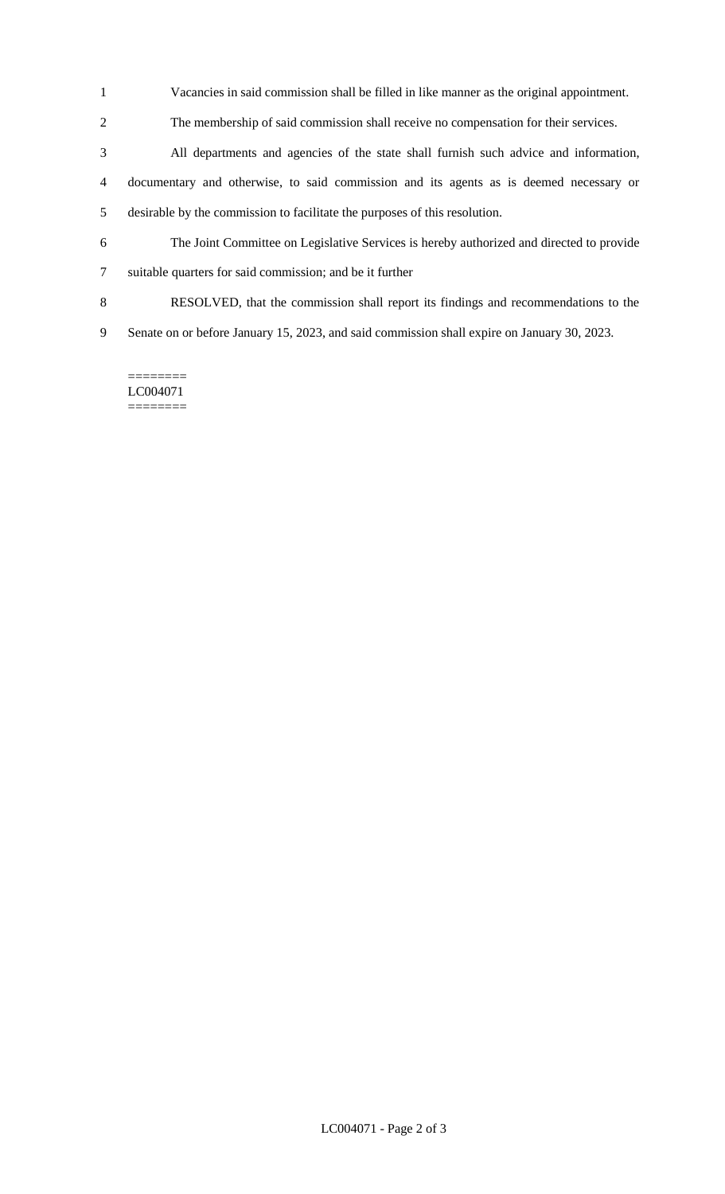Vacancies in said commission shall be filled in like manner as the original appointment.

The membership of said commission shall receive no compensation for their services.

All departments and agencies of the state shall furnish such advice and information, documentary and otherwise, to said commission and its agents as is deemed necessary or desirable by the commission to facilitate the purposes of this resolution.

The Joint Committee on Legislative Services is hereby authorized and directed to provide suitable quarters for said commission; and be it further

RESOLVED, that the commission shall report its findings and recommendations to the Senate on or before January 15, 2023, and said commission shall expire on January 30, 2023.

========
LC004071
========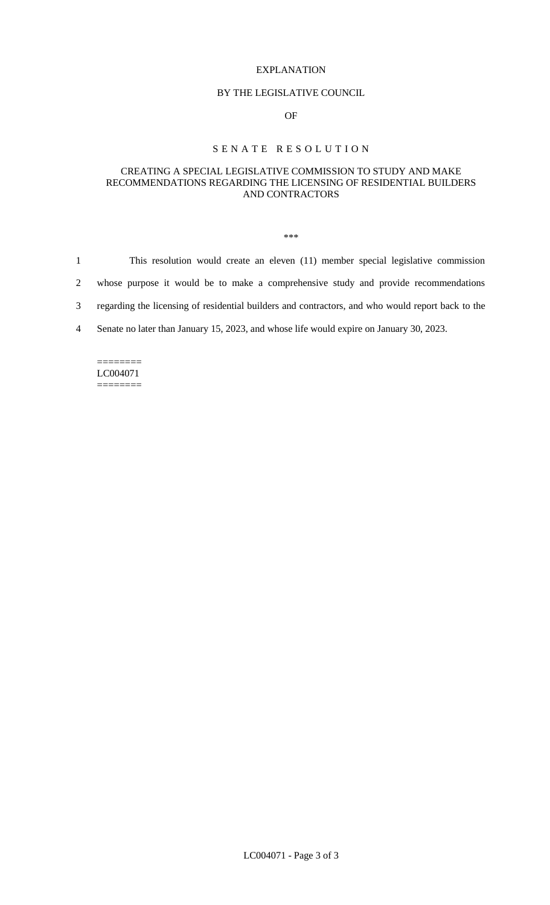EXPLANATION

BY THE LEGISLATIVE COUNCIL

OF

# SENATE RESOLUTION

## CREATING A SPECIAL LEGISLATIVE COMMISSION TO STUDY AND MAKE RECOMMENDATIONS REGARDING THE LICENSING OF RESIDENTIAL BUILDERS AND CONTRACTORS

\*\*\*

This resolution would create an eleven (11) member special legislative commission whose purpose it would be to make a comprehensive study and provide recommendations regarding the licensing of residential builders and contractors, and who would report back to the Senate no later than January 15, 2023, and whose life would expire on January 30, 2023.

========
LC004071
========